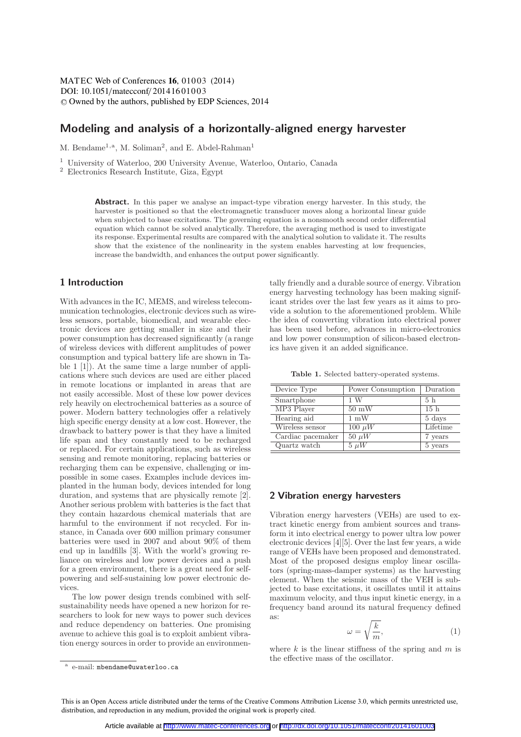# Modeling and analysis of a horizontally-aligned energy harvester

M. Bendame[1,a], M. Soliman[2], and E. Abdel-Rahman[1]

[1] University of Waterloo, 200 University Avenue, Waterloo, Ontario, Canada
[2] Electronics Research Institute, Giza, Egypt

**Abstract.** In this paper we analyse an impact-type vibration energy harvester. In this study, the harvester is positioned so that the electromagnetic transducer moves along a horizontal linear guide when subjected to base excitations. The governing equation is a nonsmooth second order differential equation which cannot be solved analytically. Therefore, the averaging method is used to investigate its response. Experimental results are compared with the analytical solution to validate it. The results show that the existence of the nonlinearity in the system enables harvesting at low frequencies, increase the bandwidth, and enhances the output power significantly.

## 1 Introduction

With advances in the IC, MEMS, and wireless telecommunication technologies, electronic devices such as wireless sensors, portable, biomedical, and wearable electronic devices are getting smaller in size and their power consumption has decreased significantly (a range of wireless devices with different amplitudes of power consumption and typical battery life are shown in Table 1 [1]). At the same time a large number of applications where such devices are used are either placed in remote locations or implanted in areas that are not easily accessible. Most of these low power devices rely heavily on electrochemical batteries as a source of power. Modern battery technologies offer a relatively high specific energy density at a low cost. However, the drawback to battery power is that they have a limited life span and they constantly need to be recharged or replaced. For certain applications, such as wireless sensing and remote monitoring, replacing batteries or recharging them can be expensive, challenging or impossible in some cases. Examples include devices implanted in the human body, devices intended for long duration, and systems that are physically remote [2]. Another serious problem with batteries is the fact that they contain hazardous chemical materials that are harmful to the environment if not recycled. For instance, in Canada over 600 million primary consumer batteries were used in 2007 and about 90% of them end up in landfills [3]. With the world's growing reliance on wireless and low power devices and a push for a green environment, there is a great need for self-powering and self-sustaining low power electronic devices.

The low power design trends combined with self-sustainability needs have opened a new horizon for researchers to look for new ways to power such devices and reduce dependency on batteries. One promising avenue to achieve this goal is to exploit ambient vibration energy sources in order to provide an environmentally friendly and a durable source of energy. Vibration energy harvesting technology has been making significant strides over the last few years as it aims to provide a solution to the aforementioned problem. While the idea of converting vibration into electrical power has been used before, advances in micro-electronics and low power consumption of silicon-based electronics have given it an added significance.

**Table 1.** Selected battery-operated systems.

| Device Type | Power Consumption | Duration |
|---|---|---|
| Smartphone | 1 W | 5 h |
| MP3 Player | 50 mW | 15 h |
| Hearing aid | 1 mW | 5 days |
| Wireless sensor | 100 $\mu W$ | Lifetime |
| Cardiac pacemaker | 50 $\mu W$ | 7 years |
| Quartz watch | 5 $\mu W$ | 5 years |

## 2 Vibration energy harvesters

Vibration energy harvesters (VEHs) are used to extract kinetic energy from ambient sources and transform it into electrical energy to power ultra low power electronic devices [4][5]. Over the last few years, a wide range of VEHs have been proposed and demonstrated. Most of the proposed designs employ linear oscillators (spring-mass-damper systems) as the harvesting element. When the seismic mass of the VEH is subjected to base excitations, it oscillates until it attains maximum velocity, and thus input kinetic energy, in a frequency band around its natural frequency defined as:

$$\omega = \sqrt{\frac{k}{m}}, \tag{1}$$

where $k$ is the linear stiffness of the spring and $m$ is the effective mass of the oscillator.

[a] e-mail: mbendame@uwaterloo.ca

This is an Open Access article distributed under the terms of the Creative Commons Attribution License 3.0, which permits unrestricted use, distribution, and reproduction in any medium, provided the original work is properly cited.

Article available at http://www.matec-conferences.org or http://dx.doi.org/10.1051/matecconf/20141601003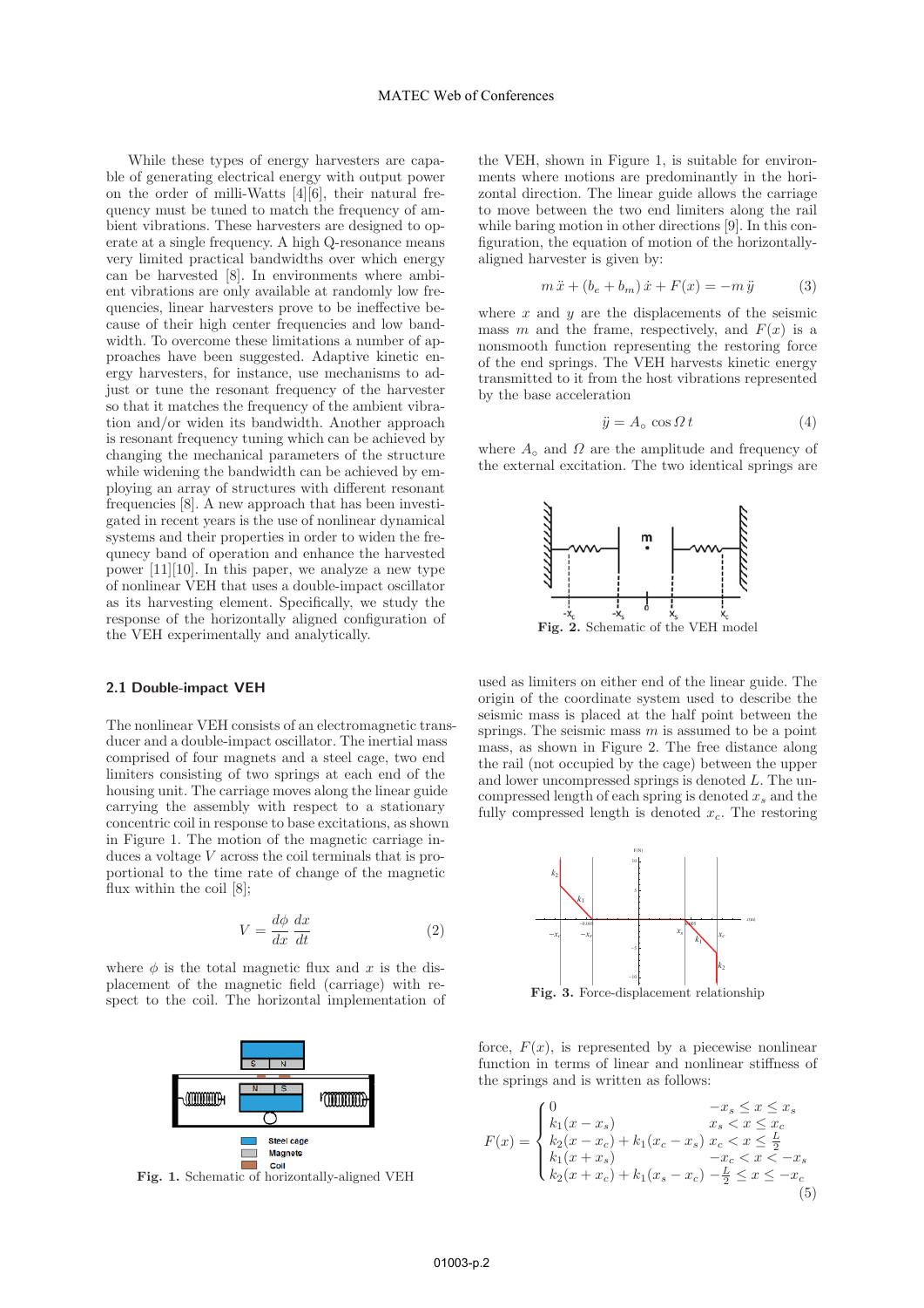While these types of energy harvesters are capable of generating electrical energy with output power on the order of milli-Watts [4][6], their natural frequency must be tuned to match the frequency of ambient vibrations. These harvesters are designed to operate at a single frequency. A high Q-resonance means very limited practical bandwidths over which energy can be harvested [8]. In environments where ambient vibrations are only available at randomly low frequencies, linear harvesters prove to be ineffective because of their high center frequencies and low bandwidth. To overcome these limitations a number of approaches have been suggested. Adaptive kinetic energy harvesters, for instance, use mechanisms to adjust or tune the resonant frequency of the harvester so that it matches the frequency of the ambient vibration and/or widen its bandwidth. Another approach is resonant frequency tuning which can be achieved by changing the mechanical parameters of the structure while widening the bandwidth can be achieved by employing an array of structures with different resonant frequencies [8]. A new approach that has been investigated in recent years is the use of nonlinear dynamical systems and their properties in order to widen the frequnecy band of operation and enhance the harvested power [11][10]. In this paper, we analyze a new type of nonlinear VEH that uses a double-impact oscillator as its harvesting element. Specifically, we study the response of the horizontally aligned configuration of the VEH experimentally and analytically.

### 2.1 Double-impact VEH

The nonlinear VEH consists of an electromagnetic transducer and a double-impact oscillator. The inertial mass comprised of four magnets and a steel cage, two end limiters consisting of two springs at each end of the housing unit. The carriage moves along the linear guide carrying the assembly with respect to a stationary concentric coil in response to base excitations, as shown in Figure 1. The motion of the magnetic carriage induces a voltage $V$ across the coil terminals that is proportional to the time rate of change of the magnetic flux within the coil [8];

$$V = \frac{d\phi}{dx}\frac{dx}{dt} \tag{2}$$

where $\phi$ is the total magnetic flux and $x$ is the displacement of the magnetic field (carriage) with respect to the coil. The horizontal implementation of the VEH, shown in Figure 1, is suitable for environments where motions are predominantly in the horizontal direction. The linear guide allows the carriage to move between the two end limiters along the rail while baring motion in other directions [9]. In this configuration, the equation of motion of the horizontally-aligned harvester is given by:

S N

N S

Steel cage

Magnets

Coil

**Fig. 1.** Schematic of horizontally-aligned VEH

$$m\,\ddot{x} + (b_e + b_m)\,\dot{x} + F(x) = -m\,\ddot{y} \tag{3}$$

where $x$ and $y$ are the displacements of the seismic mass $m$ and the frame, respectively, and $F(x)$ is a nonsmooth function representing the restoring force of the end springs. The VEH harvests kinetic energy transmitted to it from the host vibrations represented by the base acceleration

$$\ddot{y} = A_\circ \cos\Omega\, t \tag{4}$$

where $A_\circ$ and $\Omega$ are the amplitude and frequency of the external excitation. The two identical springs are used as limiters on either end of the linear guide. The origin of the coordinate system used to describe the seismic mass is placed at the half point between the springs. The seismic mass $m$ is assumed to be a point mass, as shown in Figure 2. The free distance along the rail (not occupied by the cage) between the upper and lower uncompressed springs is denoted $L$. The uncompressed length of each spring is denoted $x_s$ and the fully compressed length is denoted $x_c$. The restoring force, $F(x)$, is represented by a piecewise nonlinear function in terms of linear and nonlinear stiffness of the springs and is written as follows:

m

$-x_c$ $-x_s$ 0 $x_s$ $x_c$

**Fig. 2.** Schematic of the VEH model

F(x)

10

5

-5

-10

x(m)

$k_2$ $k_1$ $-x_c$ $-x_s$ $x_s$ $x_c$ $k_1$ $k_2$

**Fig. 3.** Force-displacement relationship

$$F(x) = \begin{cases} 0 & -x_s \le x \le x_s \\ k_1(x - x_s) & x_s < x \le x_c \\ k_2(x - x_c) + k_1(x_c - x_s) & x_c < x \le \frac{L}{2} \\ k_1(x + x_s) & -x_c < x < -x_s \\ k_2(x + x_c) + k_1(x_s - x_c) & -\frac{L}{2} \le x \le -x_c \end{cases} \tag{5}$$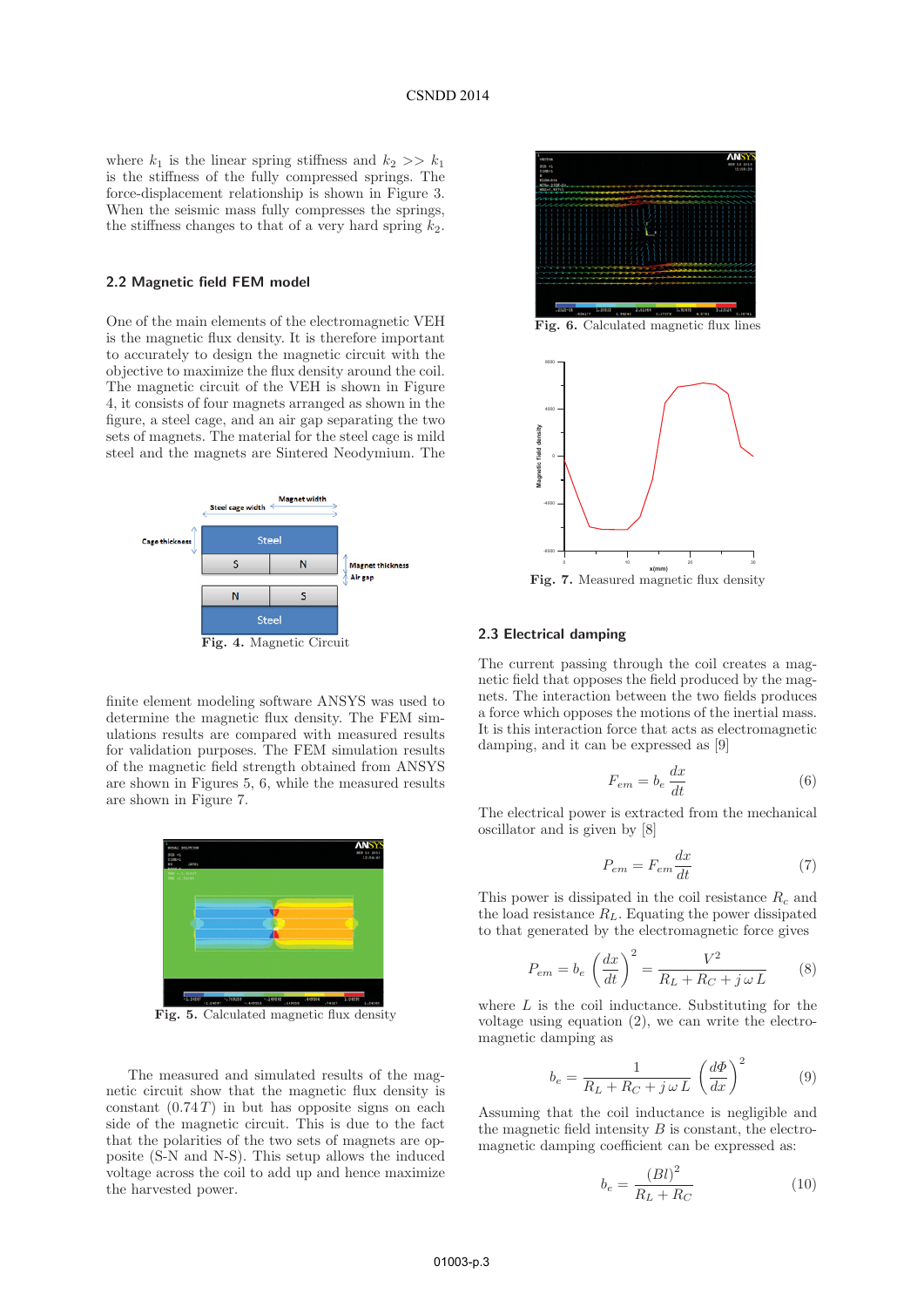where $k_1$ is the linear spring stiffness and $k_2 >> k_1$ is the stiffness of the fully compressed springs. The force-displacement relationship is shown in Figure 3. When the seismic mass fully compresses the springs, the stiffness changes to that of a very hard spring $k_2$.

### 2.2 Magnetic field FEM model

One of the main elements of the electromagnetic VEH is the magnetic flux density. It is therefore important to accurately to design the magnetic circuit with the objective to maximize the flux density around the coil. The magnetic circuit of the VEH is shown in Figure 4, it consists of four magnets arranged as shown in the figure, a steel cage, and an air gap separating the two sets of magnets. The material for the steel cage is mild steel and the magnets are Sintered Neodymium. The finite element modeling software ANSYS was used to determine the magnetic flux density. The FEM simulations results are compared with measured results for validation purposes. The FEM simulation results of the magnetic field strength obtained from ANSYS are shown in Figures 5, 6, while the measured results are shown in Figure 7.

**Fig. 4.** Magnetic Circuit

**Fig. 5.** Calculated magnetic flux density

The measured and simulated results of the magnetic circuit show that the magnetic flux density is constant ($0.74\,T$) in but has opposite signs on each side of the magnetic circuit. This is due to the fact that the polarities of the two sets of magnets are opposite (S-N and N-S). This setup allows the induced voltage across the coil to add up and hence maximize the harvested power.

**Fig. 6.** Calculated magnetic flux lines

**Fig. 7.** Measured magnetic flux density

### 2.3 Electrical damping

The current passing through the coil creates a magnetic field that opposes the field produced by the magnets. The interaction between the two fields produces a force which opposes the motions of the inertial mass. It is this interaction force that acts as electromagnetic damping, and it can be expressed as [9]

$$F_{em} = b_e \frac{dx}{dt} \tag{6}$$

The electrical power is extracted from the mechanical oscillator and is given by [8]

$$P_{em} = F_{em} \frac{dx}{dt} \tag{7}$$

This power is dissipated in the coil resistance $R_c$ and the load resistance $R_L$. Equating the power dissipated to that generated by the electromagnetic force gives

$$P_{em} = b_e \left(\frac{dx}{dt}\right)^2 = \frac{V^2}{R_L + R_C + j\,\omega\,L} \tag{8}$$

where $L$ is the coil inductance. Substituting for the voltage using equation (2), we can write the electromagnetic damping as

$$b_e = \frac{1}{R_L + R_C + j\,\omega\,L}\left(\frac{d\Phi}{dx}\right)^2 \tag{9}$$

Assuming that the coil inductance is negligible and the magnetic field intensity $B$ is constant, the electromagnetic damping coefficient can be expressed as:

$$b_e = \frac{(Bl)^2}{R_L + R_C} \tag{10}$$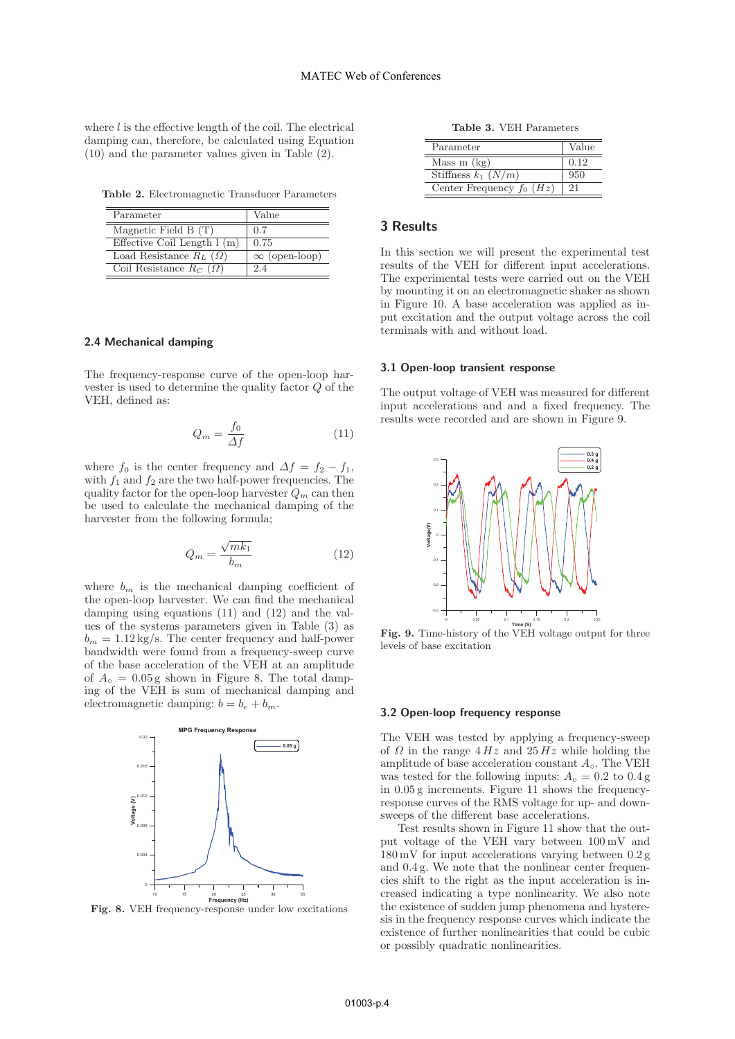where $l$ is the effective length of the coil. The electrical damping can, therefore, be calculated using Equation (10) and the parameter values given in Table (2).

**Table 2.** Electromagnetic Transducer Parameters

| Parameter | Value |
|---|---|
| Magnetic Field B (T) | 0.7 |
| Effective Coil Length l (m) | 0.75 |
| Load Resistance $R_L$ $(\Omega)$ | $\infty$ (open-loop) |
| Coil Resistance $R_C$ $(\Omega)$ | 2.4 |

### 2.4 Mechanical damping

The frequency-response curve of the open-loop harvester is used to determine the quality factor $Q$ of the VEH, defined as:

$$Q_m = \frac{f_0}{\Delta f} \tag{11}$$

where $f_0$ is the center frequency and $\Delta f = f_2 - f_1$, with $f_1$ and $f_2$ are the two half-power frequencies. The quality factor for the open-loop harvester $Q_m$ can then be used to calculate the mechanical damping of the harvester from the following formula;

$$Q_m = \frac{\sqrt{mk_1}}{b_m} \tag{12}$$

where $b_m$ is the mechanical damping coefficient of the open-loop harvester. We can find the mechanical damping using equations (11) and (12) and the values of the systems parameters given in Table (3) as $b_m = 1.12\,\text{kg/s}$. The center frequency and half-power bandwidth were found from a frequency-sweep curve of the base acceleration of the VEH at an amplitude of $A_\circ = 0.05\,\text{g}$ shown in Figure 8. The total damping of the VEH is sum of mechanical damping and electromagnetic damping: $b = b_e + b_m$.

**Fig. 8.** VEH frequency-response under low excitations

**Table 3.** VEH Parameters

| Parameter | Value |
|---|---|
| Mass m (kg) | 0.12 |
| Stiffness $k_1$ $(N/m)$ | 950 |
| Center Frequency $f_0$ $(Hz)$ | 21 |

## 3 Results

In this section we will present the experimental test results of the VEH for different input accelerations. The experimental tests were carried out on the VEH by mounting it on an electromagnetic shaker as shown in Figure 10. A base acceleration was applied as input excitation and the output voltage across the coil terminals with and without load.

### 3.1 Open-loop transient response

The output voltage of VEH was measured for different input accelerations and and a fixed frequency. The results were recorded and are shown in Figure 9.

**Fig. 9.** Time-history of the VEH voltage output for three levels of base excitation

### 3.2 Open-loop frequency response

The VEH was tested by applying a frequency-sweep of $\Omega$ in the range $4\,Hz$ and $25\,Hz$ while holding the amplitude of base acceleration constant $A_\circ$. The VEH was tested for the following inputs: $A_\circ = 0.2$ to $0.4\,\text{g}$ in $0.05\,\text{g}$ increments. Figure 11 shows the frequency-response curves of the RMS voltage for up- and down-sweeps of the different base accelerations.

Test results shown in Figure 11 show that the output voltage of the VEH vary between 100 mV and 180 mV for input accelerations varying between 0.2 g and 0.4 g. We note that the nonlinear center frequencies shift to the right as the input acceleration is increased indicating a type nonlinearity. We also note the existence of sudden jump phenomena and hysteresis in the frequency response curves which indicate the existence of further nonlinearities that could be cubic or possibly quadratic nonlinearities.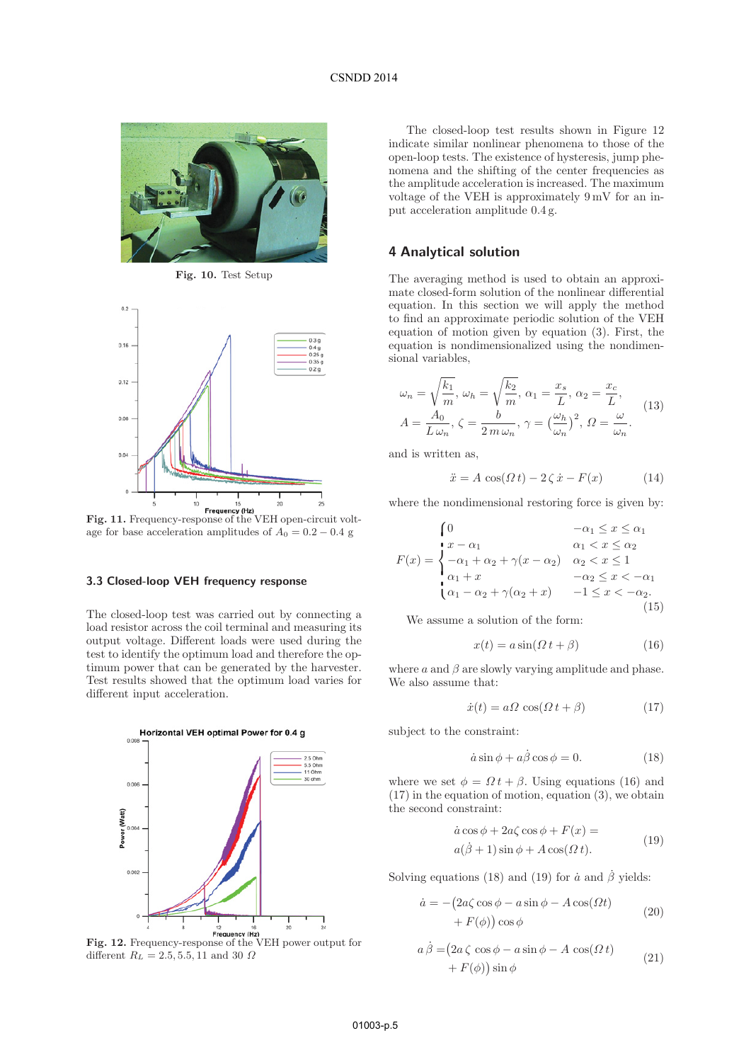Fig. 10. Test Setup

Fig. 11. Frequency-response of the VEH open-circuit voltage for base acceleration amplitudes of $A_0 = 0.2 - 0.4$ g

### 3.3 Closed-loop VEH frequency response

The closed-loop test was carried out by connecting a load resistor across the coil terminal and measuring its output voltage. Different loads were used during the test to identify the optimum load and therefore the optimum power that can be generated by the harvester. Test results showed that the optimum load varies for different input acceleration.

Fig. 12. Frequency-response of the VEH power output for different $R_L = 2.5, 5.5, 11$ and $30\ \Omega$

The closed-loop test results shown in Figure 12 indicate similar nonlinear phenomena to those of the open-loop tests. The existence of hysteresis, jump phenomena and the shifting of the center frequencies as the amplitude acceleration is increased. The maximum voltage of the VEH is approximately 9 mV for an input acceleration amplitude 0.4 g.

## 4 Analytical solution

The averaging method is used to obtain an approximate closed-form solution of the nonlinear differential equation. In this section we will apply the method to find an approximate periodic solution of the VEH equation of motion given by equation (3). First, the equation is nondimensionalized using the nondimensional variables,

$$\omega_n = \sqrt{\frac{k_1}{m}},\ \omega_h = \sqrt{\frac{k_2}{m}},\ \alpha_1 = \frac{x_s}{L},\ \alpha_2 = \frac{x_c}{L},$$
$$A = \frac{A_0}{L\,\omega_n},\ \zeta = \frac{b}{2\,m\,\omega_n},\ \gamma = \left(\frac{\omega_h}{\omega_n}\right)^2,\ \Omega = \frac{\omega}{\omega_n}. \tag{13}$$

and is written as,

$$\ddot{x} = A\,\cos(\Omega\,t) - 2\,\zeta\,\dot{x} - F(x) \tag{14}$$

where the nondimensional restoring force is given by:

$$F(x) = \begin{cases} 0 & -\alpha_1 \le x \le \alpha_1 \\ x - \alpha_1 & \alpha_1 < x \le \alpha_2 \\ -\alpha_1 + \alpha_2 + \gamma(x - \alpha_2) & \alpha_2 < x \le 1 \\ \alpha_1 + x & -\alpha_2 \le x < -\alpha_1 \\ \alpha_1 - \alpha_2 + \gamma(\alpha_2 + x) & -1 \le x < -\alpha_2. \end{cases} \tag{15}$$

We assume a solution of the form:

$$x(t) = a\sin(\Omega\,t + \beta) \tag{16}$$

where $a$ and $\beta$ are slowly varying amplitude and phase. We also assume that:

$$\dot{x}(t) = a\Omega\,\cos(\Omega\,t + \beta) \tag{17}$$

subject to the constraint:

$$\dot{a}\sin\phi + a\dot{\beta}\cos\phi = 0. \tag{18}$$

where we set $\phi = \Omega\,t + \beta$. Using equations (16) and (17) in the equation of motion, equation (3), we obtain the second constraint:

$$\dot{a}\cos\phi + 2a\zeta\cos\phi + F(x) = a(\dot{\beta} + 1)\sin\phi + A\cos(\Omega\,t). \tag{19}$$

Solving equations (18) and (19) for $\dot{a}$ and $\dot{\beta}$ yields:

$$\dot{a} = -\big(2a\zeta\cos\phi - a\sin\phi - A\cos(\Omega t) + F(\phi)\big)\cos\phi \tag{20}$$

$$a\,\dot{\beta} = \big(2a\,\zeta\,\cos\phi - a\sin\phi - A\,\cos(\Omega\,t) + F(\phi)\big)\sin\phi \tag{21}$$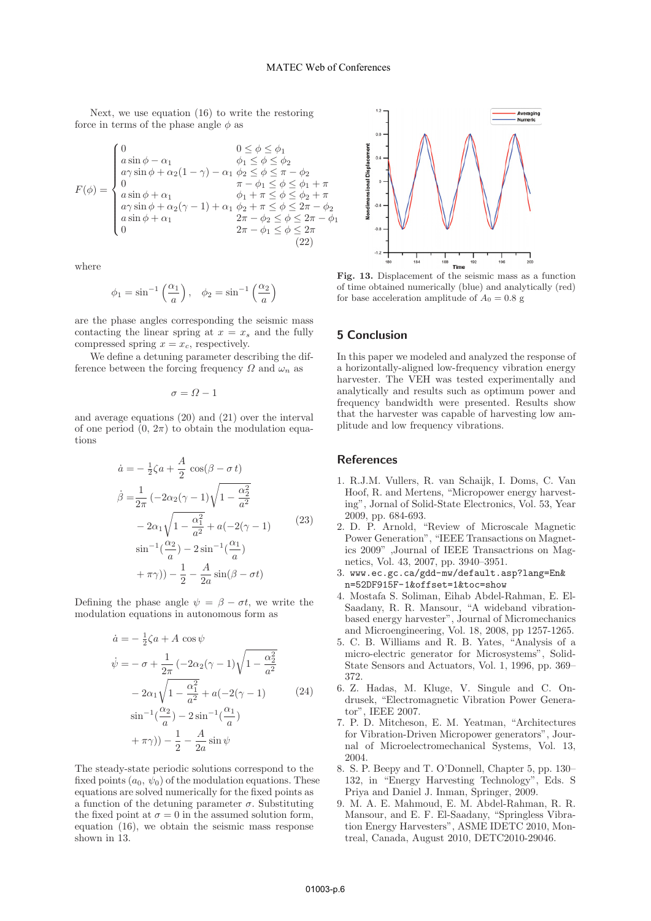Next, we use equation (16) to write the restoring force in terms of the phase angle $\phi$ as

$$F(\phi) = \begin{cases} 0 & 0 \leq \phi \leq \phi_1 \\ a\sin\phi - \alpha_1 & \phi_1 \leq \phi \leq \phi_2 \\ a\gamma\sin\phi + \alpha_2(1-\gamma) - \alpha_1 & \phi_2 \leq \phi \leq \pi - \phi_2 \\ 0 & \pi - \phi_1 \leq \phi \leq \phi_1 + \pi \\ a\sin\phi + \alpha_1 & \phi_1 + \pi \leq \phi \leq \phi_2 + \pi \\ a\gamma\sin\phi + \alpha_2(\gamma - 1) + \alpha_1 & \phi_2 + \pi \leq \phi \leq 2\pi - \phi_2 \\ a\sin\phi + \alpha_1 & 2\pi - \phi_2 \leq \phi \leq 2\pi - \phi_1 \\ 0 & 2\pi - \phi_1 \leq \phi \leq 2\pi \end{cases} \tag{22}$$

where

$$\phi_1 = \sin^{-1}\left(\frac{\alpha_1}{a}\right), \quad \phi_2 = \sin^{-1}\left(\frac{\alpha_2}{a}\right)$$

are the phase angles corresponding the seismic mass contacting the linear spring at $x = x_s$ and the fully compressed spring $x = x_c$, respectively.

We define a detuning parameter describing the difference between the forcing frequency $\Omega$ and $\omega_n$ as

$$\sigma = \Omega - 1$$

and average equations (20) and (21) over the interval of one period $(0,\ 2\pi)$ to obtain the modulation equations

$$\begin{aligned} \dot{a} =& -\tfrac{1}{2}\zeta a + \frac{A}{2}\cos(\beta - \sigma t) \\ \dot{\beta} =& \frac{1}{2\pi}\left(-2\alpha_2(\gamma-1)\sqrt{1-\frac{\alpha_2^2}{a^2}}\right. \\ & -2\alpha_1\sqrt{1-\frac{\alpha_1^2}{a^2}} + a(-2(\gamma-1) \\ & \sin^{-1}(\frac{\alpha_2}{a}) - 2\sin^{-1}(\frac{\alpha_1}{a}) \\ & \left. + \pi\gamma)\right) - \frac{1}{2} - \frac{A}{2a}\sin(\beta - \sigma t) \end{aligned} \tag{23}$$

Defining the phase angle $\psi = \beta - \sigma t$, we write the modulation equations in autonomous form as

$$\begin{aligned} \dot{a} =& -\tfrac{1}{2}\zeta a + A\cos\psi \\ \dot{\psi} =& -\sigma + \frac{1}{2\pi}\left(-2\alpha_2(\gamma-1)\sqrt{1-\frac{\alpha_2^2}{a^2}}\right. \\ & -2\alpha_1\sqrt{1-\frac{\alpha_1^2}{a^2}} + a(-2(\gamma-1) \\ & \sin^{-1}(\frac{\alpha_2}{a}) - 2\sin^{-1}(\frac{\alpha_1}{a}) \\ & \left. + \pi\gamma)\right) - \frac{1}{2} - \frac{A}{2a}\sin\psi \end{aligned} \tag{24}$$

The steady-state periodic solutions correspond to the fixed points $(a_0,\ \psi_0)$ of the modulation equations. These equations are solved numerically for the fixed points as a function of the detuning parameter $\sigma$. Substituting the fixed point at $\sigma = 0$ in the assumed solution form, equation (16), we obtain the seismic mass response shown in 13.

**Fig. 13.** Displacement of the seismic mass as a function of time obtained numerically (blue) and analytically (red) for base acceleration amplitude of $A_0 = 0.8$ g

## 5 Conclusion

In this paper we modeled and analyzed the response of a horizontally-aligned low-frequency vibration energy harvester. The VEH was tested experimentally and analytically and results such as optimum power and frequency bandwidth were presented. Results show that the harvester was capable of harvesting low amplitude and low frequency vibrations.

## References

1. R.J.M. Vullers, R. van Schaijk, I. Doms, C. Van Hoof, R. and Mertens, "Micropower energy harvesting", Jornal of Solid-State Electronics, Vol. 53, Year 2009, pp. 684-693.
2. D. P. Arnold, "Review of Microscale Magnetic Power Generation", "IEEE Transactions on Magnetics 2009" ,Journal of IEEE Transactrions on Magnetics, Vol. 43, 2007, pp. 3940–3951.
3. www.ec.gc.ca/gdd-mw/default.asp?lang=En&n=52DF915F-1&offset=1&toc=show
4. Mostafa S. Soliman, Eihab Abdel-Rahman, E. El-Saadany, R. R. Mansour, "A wideband vibration-based energy harvester", Journal of Micromechanics and Microengineering, Vol. 18, 2008, pp 1257-1265.
5. C. B. Williams and R. B. Yates, "Analysis of a micro-electric generator for Microsystems", Solid-State Sensors and Actuators, Vol. 1, 1996, pp. 369–372.
6. Z. Hadas, M. Kluge, V. Singule and C. Ondrusek, "Electromagnetic Vibration Power Generator", IEEE 2007.
7. P. D. Mitcheson, E. M. Yeatman, "Architectures for Vibration-Driven Micropower generators", Journal of Microelectromechanical Systems, Vol. 13, 2004.
8. S. P. Beepy and T. O'Donnell, Chapter 5, pp. 130–132, in "Energy Harvesting Technology", Eds. S Priya and Daniel J. Inman, Springer, 2009.
9. M. A. E. Mahmoud, E. M. Abdel-Rahman, R. R. Mansour, and E. F. El-Saadany, "Springless Vibration Energy Harvesters", ASME IDETC 2010, Montreal, Canada, August 2010, DETC2010-29046.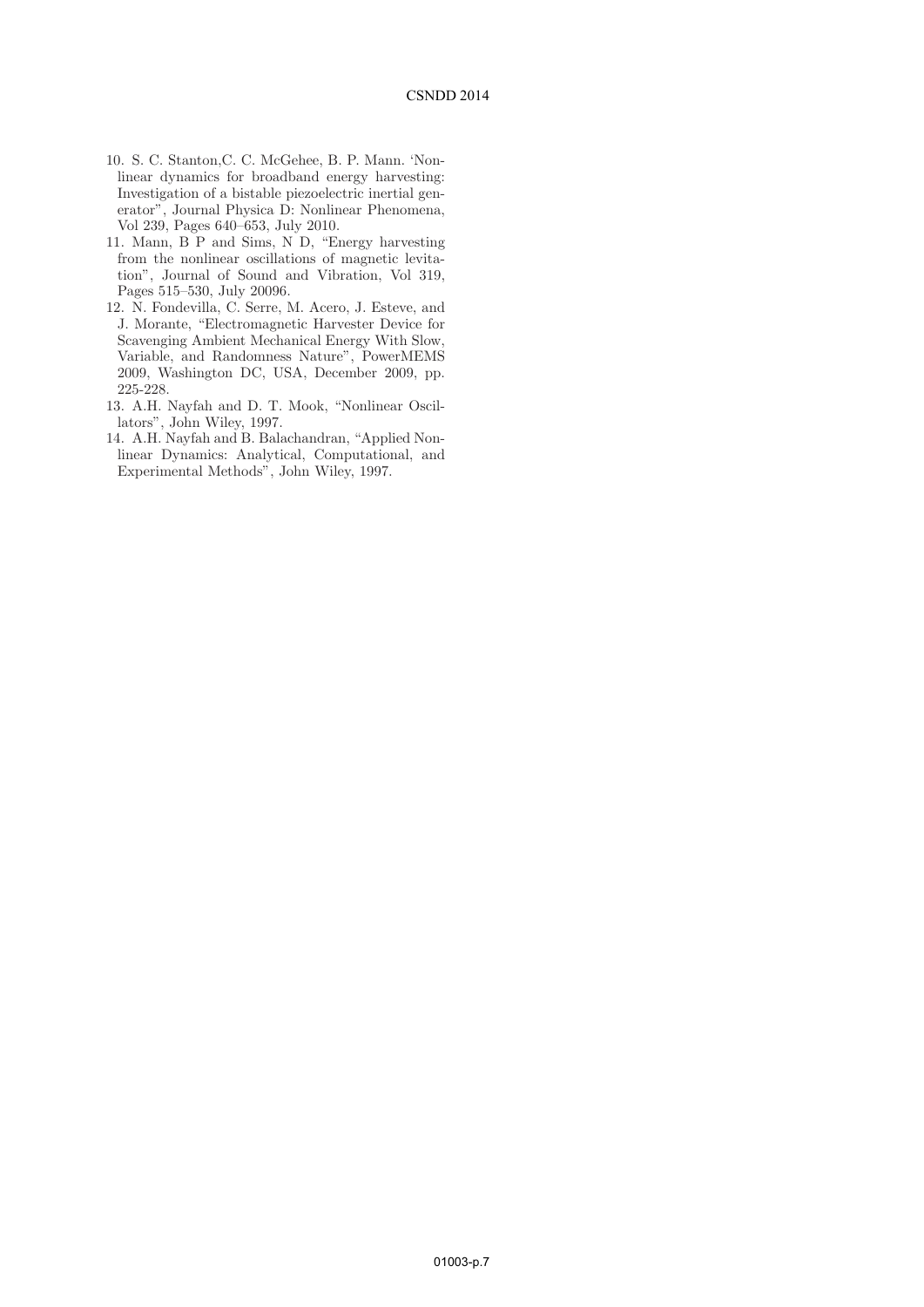10. S. C. Stanton,C. C. McGehee, B. P. Mann. 'Nonlinear dynamics for broadband energy harvesting: Investigation of a bistable piezoelectric inertial generator", Journal Physica D: Nonlinear Phenomena, Vol 239, Pages 640–653, July 2010.
11. Mann, B P and Sims, N D, "Energy harvesting from the nonlinear oscillations of magnetic levitation", Journal of Sound and Vibration, Vol 319, Pages 515–530, July 20096.
12. N. Fondevilla, C. Serre, M. Acero, J. Esteve, and J. Morante, "Electromagnetic Harvester Device for Scavenging Ambient Mechanical Energy With Slow, Variable, and Randomness Nature", PowerMEMS 2009, Washington DC, USA, December 2009, pp. 225-228.
13. A.H. Nayfah and D. T. Mook, "Nonlinear Oscillators", John Wiley, 1997.
14. A.H. Nayfah and B. Balachandran, "Applied Nonlinear Dynamics: Analytical, Computational, and Experimental Methods", John Wiley, 1997.